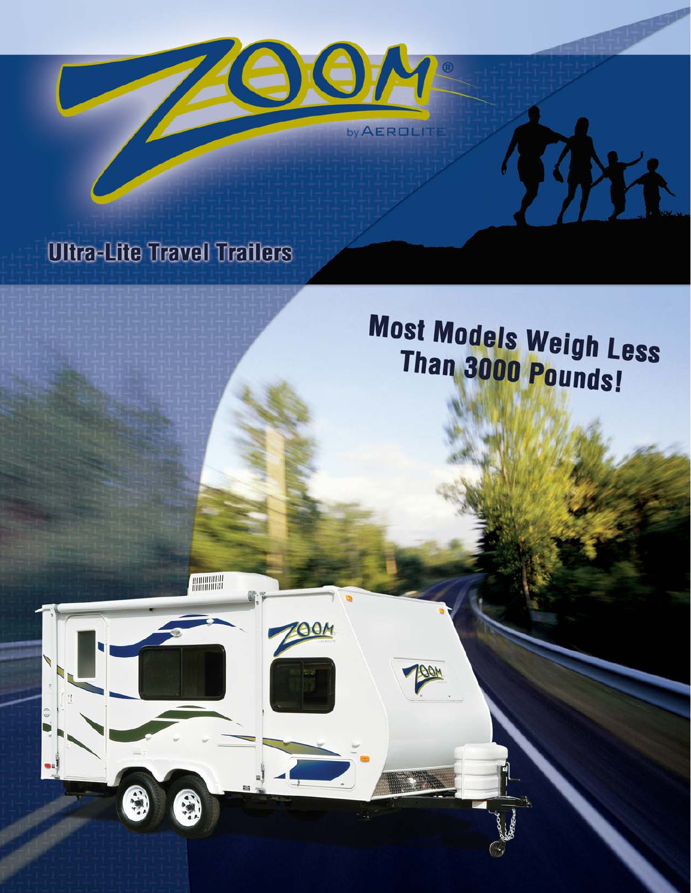# ZOOM®

by AEROLITE

## Ultra-Lite Travel Trailers

**Most Models Weigh Less Than 3000 Pounds!**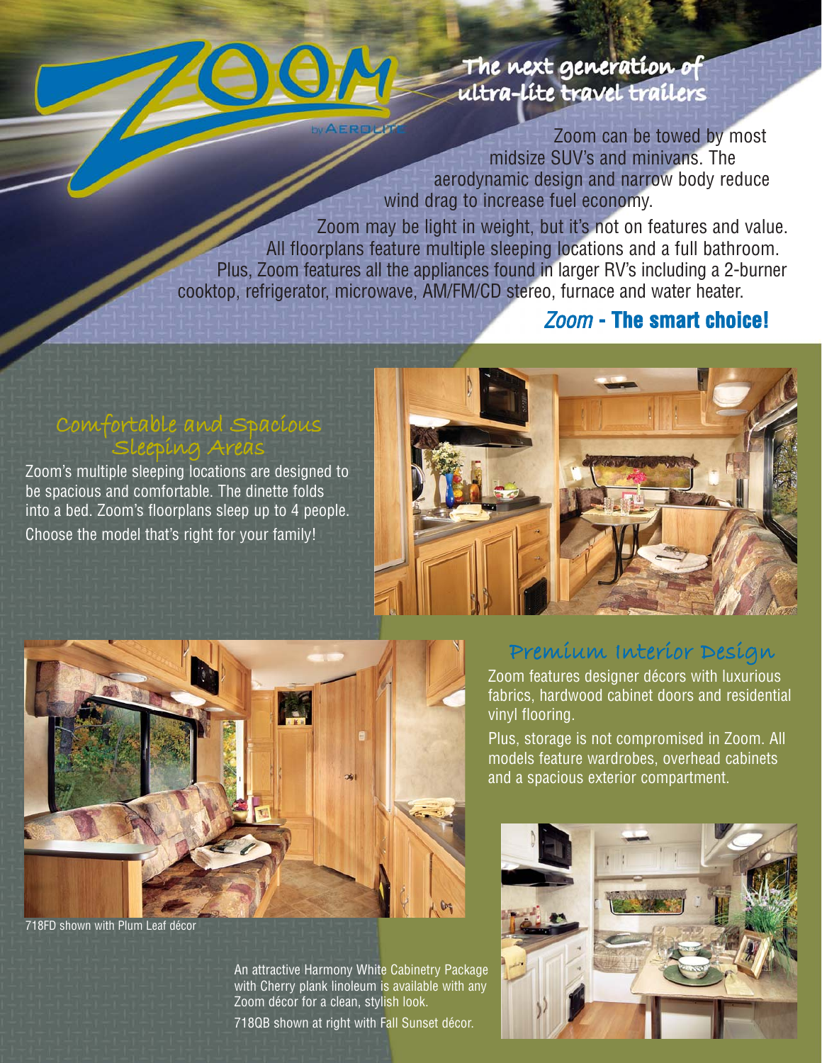# ZOOM

by AEROLITE

## The next generation of ultra-lite travel trailers

Zoom can be towed by most midsize SUV's and minivans. The aerodynamic design and narrow body reduce wind drag to increase fuel economy.

Zoom may be light in weight, but it's not on features and value. All floorplans feature multiple sleeping locations and a full bathroom. Plus, Zoom features all the appliances found in larger RV's including a 2-burner cooktop, refrigerator, microwave, AM/FM/CD stereo, furnace and water heater.

***Zoom* - The smart choice!**

## Comfortable and Spacious Sleeping Areas

Zoom's multiple sleeping locations are designed to be spacious and comfortable. The dinette folds into a bed. Zoom's floorplans sleep up to 4 people.

Choose the model that's right for your family!

718FD shown with Plum Leaf décor

## Premium Interior Design

Zoom features designer décors with luxurious fabrics, hardwood cabinet doors and residential vinyl flooring.

Plus, storage is not compromised in Zoom. All models feature wardrobes, overhead cabinets and a spacious exterior compartment.

An attractive Harmony White Cabinetry Package with Cherry plank linoleum is available with any Zoom décor for a clean, stylish look.

718QB shown at right with Fall Sunset décor.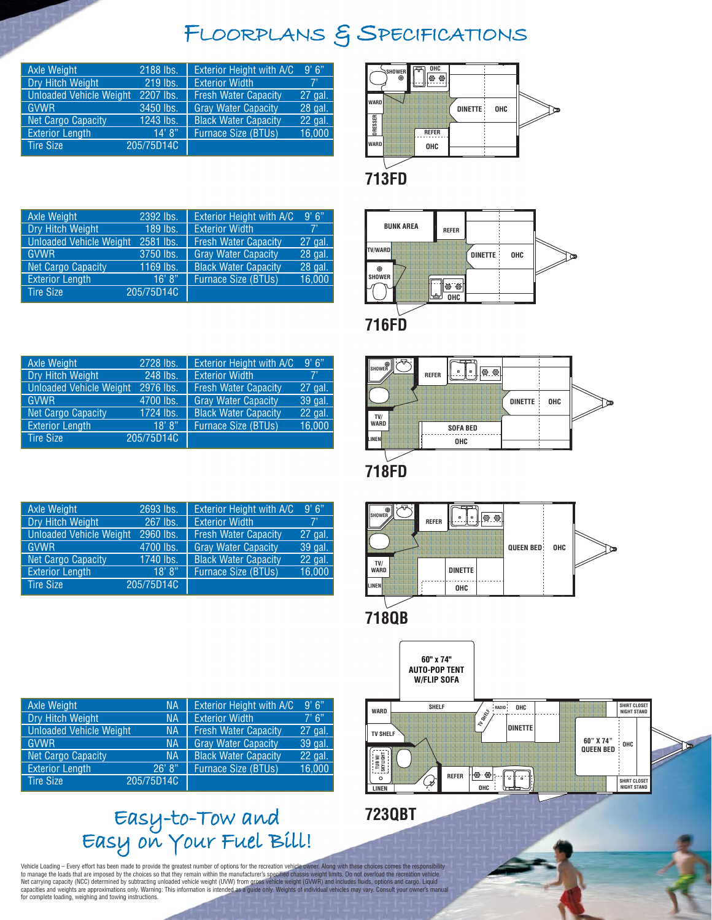# Floorplans & Specifications

## 713FD

| Specification | Value | Specification | Value |
|---|---|---|---|
| Axle Weight | 2188 lbs. | Exterior Height with A/C | 9' 6" |
| Dry Hitch Weight | 219 lbs. | Exterior Width | 7' |
| Unloaded Vehicle Weight | 2207 lbs. | Fresh Water Capacity | 27 gal. |
| GVWR | 3450 lbs. | Gray Water Capacity | 28 gal. |
| Net Cargo Capacity | 1243 lbs. | Black Water Capacity | 22 gal. |
| Exterior Length | 14' 8" | Furnace Size (BTUs) | 16,000 |
| Tire Size | 205/75D14C | | |

## 716FD

| Specification | Value | Specification | Value |
|---|---|---|---|
| Axle Weight | 2392 lbs. | Exterior Height with A/C | 9' 6" |
| Dry Hitch Weight | 189 lbs. | Exterior Width | 7' |
| Unloaded Vehicle Weight | 2581 lbs. | Fresh Water Capacity | 27 gal. |
| GVWR | 3750 lbs. | Gray Water Capacity | 28 gal. |
| Net Cargo Capacity | 1169 lbs. | Black Water Capacity | 28 gal. |
| Exterior Length | 16' 8" | Furnace Size (BTUs) | 16,000 |
| Tire Size | 205/75D14C | | |

## 718FD

| Specification | Value | Specification | Value |
|---|---|---|---|
| Axle Weight | 2728 lbs. | Exterior Height with A/C | 9' 6" |
| Dry Hitch Weight | 248 lbs. | Exterior Width | 7' |
| Unloaded Vehicle Weight | 2976 lbs. | Fresh Water Capacity | 27 gal. |
| GVWR | 4700 lbs. | Gray Water Capacity | 39 gal. |
| Net Cargo Capacity | 1724 lbs. | Black Water Capacity | 22 gal. |
| Exterior Length | 18' 8" | Furnace Size (BTUs) | 16,000 |
| Tire Size | 205/75D14C | | |

## 718QB

| Specification | Value | Specification | Value |
|---|---|---|---|
| Axle Weight | 2693 lbs. | Exterior Height with A/C | 9' 6" |
| Dry Hitch Weight | 267 lbs. | Exterior Width | 7' |
| Unloaded Vehicle Weight | 2960 lbs. | Fresh Water Capacity | 27 gal. |
| GVWR | 4700 lbs. | Gray Water Capacity | 39 gal. |
| Net Cargo Capacity | 1740 lbs. | Black Water Capacity | 22 gal. |
| Exterior Length | 18' 8" | Furnace Size (BTUs) | 16,000 |
| Tire Size | 205/75D14C | | |

## 723QBT

| Specification | Value | Specification | Value |
|---|---|---|---|
| Axle Weight | NA | Exterior Height with A/C | 9' 6" |
| Dry Hitch Weight | NA | Exterior Width | 7' 6" |
| Unloaded Vehicle Weight | NA | Fresh Water Capacity | 27 gal. |
| GVWR | NA | Gray Water Capacity | 39 gal. |
| Net Cargo Capacity | NA | Black Water Capacity | 22 gal. |
| Exterior Length | 26' 8" | Furnace Size (BTUs) | 16,000 |
| Tire Size | 205/75D14C | | |

## Easy-to-Tow and Easy on Your Fuel Bill!

Vehicle Loading – Every effort has been made to provide the greatest number of options for the recreation vehicle owner. Along with these choices comes the responsibility to manage the loads that are imposed by the choices so that they remain within the manufacturer's specified chassis weight limits. Do not overload the recreation vehicle. Net carrying capacity (NCC) determined by subtracting unloaded vehicle weight (UVW) from gross vehicle weight (GVWR) and includes fluids, options and cargo. Liquid capacities and weights are approximations only. Warning: This information is intended as a guide only. Weights of individual vehicles may vary. Consult your owner's manual for complete loading, weighing and towing instructions.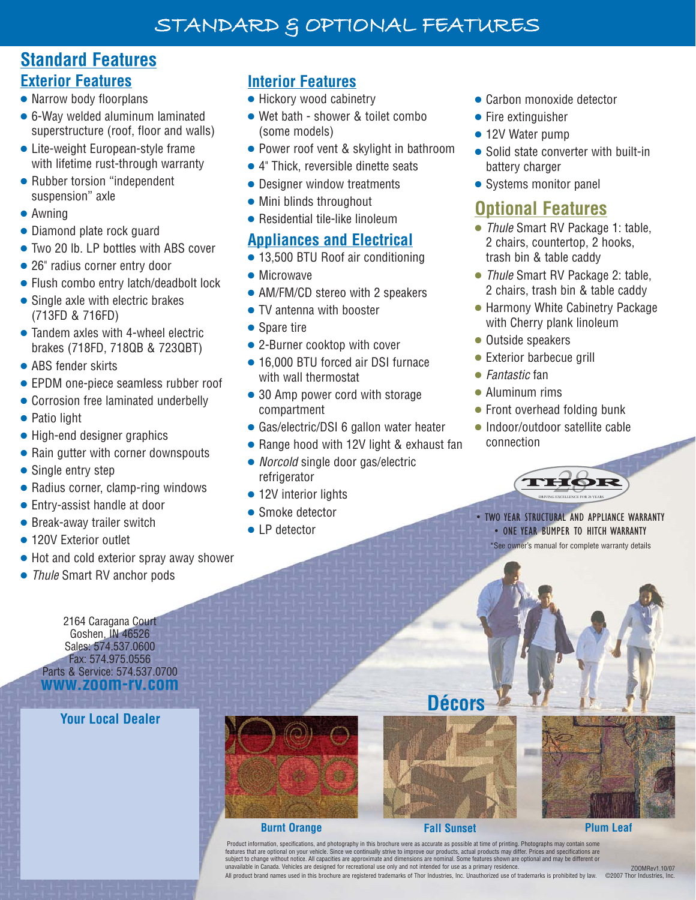# STANDARD & OPTIONAL FEATURES

## Standard Features

### Exterior Features

- Narrow body floorplans
- 6-Way welded aluminum laminated superstructure (roof, floor and walls)
- Lite-weight European-style frame with lifetime rust-through warranty
- Rubber torsion "independent suspension" axle
- Awning
- Diamond plate rock guard
- Two 20 lb. LP bottles with ABS cover
- 26" radius corner entry door
- Flush combo entry latch/deadbolt lock
- Single axle with electric brakes (713FD & 716FD)
- Tandem axles with 4-wheel electric brakes (718FD, 718QB & 723QBT)
- ABS fender skirts
- EPDM one-piece seamless rubber roof
- Corrosion free laminated underbelly
- Patio light
- High-end designer graphics
- Rain gutter with corner downspouts
- Single entry step
- Radius corner, clamp-ring windows
- Entry-assist handle at door
- Break-away trailer switch
- 120V Exterior outlet
- Hot and cold exterior spray away shower
- *Thule* Smart RV anchor pods

### Interior Features

- Hickory wood cabinetry
- Wet bath - shower & toilet combo (some models)
- Power roof vent & skylight in bathroom
- 4" Thick, reversible dinette seats
- Designer window treatments
- Mini blinds throughout
- Residential tile-like linoleum

### Appliances and Electrical

- 13,500 BTU Roof air conditioning
- Microwave
- AM/FM/CD stereo with 2 speakers
- TV antenna with booster
- Spare tire
- 2-Burner cooktop with cover
- 16,000 BTU forced air DSI furnace with wall thermostat
- 30 Amp power cord with storage compartment
- Gas/electric/DSI 6 gallon water heater
- Range hood with 12V light & exhaust fan
- *Norcold* single door gas/electric refrigerator
- 12V interior lights
- Smoke detector
- LP detector
- Carbon monoxide detector
- Fire extinguisher
- 12V Water pump
- Solid state converter with built-in battery charger
- Systems monitor panel

## Optional Features

- *Thule* Smart RV Package 1: table, 2 chairs, countertop, 2 hooks, trash bin & table caddy
- *Thule* Smart RV Package 2: table, 2 chairs, trash bin & table caddy
- Harmony White Cabinetry Package with Cherry plank linoleum
- Outside speakers
- Exterior barbecue grill
- *Fantastic* fan
- Aluminum rims
- Front overhead folding bunk
- Indoor/outdoor satellite cable connection

THOR 28 DRIVING EXCELLENCE FOR 28 YEARS

- TWO YEAR STRUCTURAL AND APPLIANCE WARRANTY
- ONE YEAR BUMPER TO HITCH WARRANTY

*See owner's manual for complete warranty details

2164 Caragana Court
Goshen, IN 46526
Sales: 574.537.0600
Fax: 574.975.0556
Parts & Service: 574.537.0700
**www.zoom-rv.com**

**Your Local Dealer**

## Décors

Burnt Orange

Fall Sunset

Plum Leaf

Product information, specifications, and photography in this brochure were as accurate as possible at time of printing. Photographs may contain some features that are optional on your vehicle. Since we continually strive to improve our products, actual products may differ. Prices and specifications are subject to change without notice. All capacities are approximate and dimensions are nominal. Some features shown are optional and may be different or unavailable in Canada. Vehicles are designed for recreational use only and not intended for use as a primary residence.
All product brand names used in this brochure are registered trademarks of Thor Industries, Inc. Unauthorized use of trademarks is prohibited by law. ZOOMRev1.10/07 ©2007 Thor Industries, Inc.